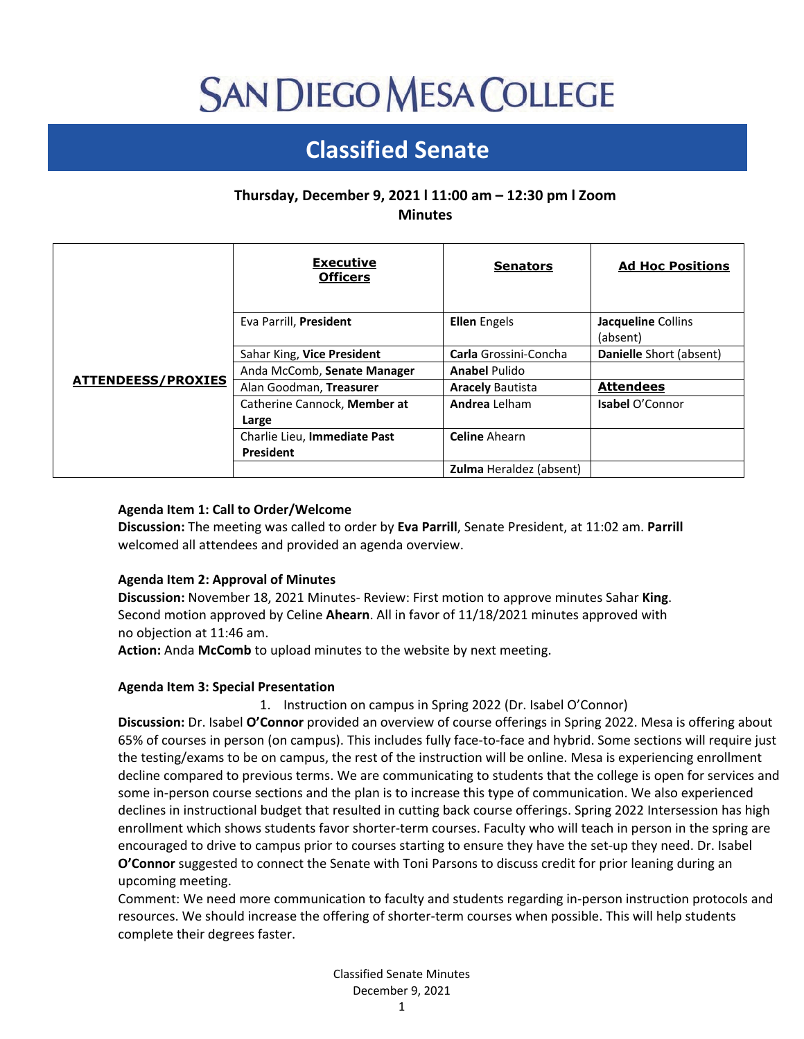# SAN DIEGO MESA COLLEGE

## Classified Senate

**Thursday, December 9, 2021 l 11:00 am – 12:30 pm l Zoom**
**Minutes**

| | **Executive Officers** | **Senators** | **Ad Hoc Positions** |
|---|---|---|---|
| **ATTENDEESS/PROXIES** | Eva Parrill, **President** | **Ellen** Engels | **Jacqueline** Collins (absent) |
| | Sahar King, **Vice President** | **Carla** Grossini-Concha | **Danielle** Short (absent) |
| | Anda McComb, **Senate Manager** | **Anabel** Pulido | |
| | Alan Goodman, **Treasurer** | **Aracely** Bautista | **Attendees** |
| | Catherine Cannock, **Member at Large** | **Andrea** Lelham | **Isabel** O'Connor |
| | Charlie Lieu, **Immediate Past President** | **Celine** Ahearn | |
| | | **Zulma** Heraldez (absent) | |

**Agenda Item 1: Call to Order/Welcome**

**Discussion:** The meeting was called to order by **Eva Parrill**, Senate President, at 11:02 am. **Parrill** welcomed all attendees and provided an agenda overview.

**Agenda Item 2: Approval of Minutes**

**Discussion:** November 18, 2021 Minutes- Review: First motion to approve minutes Sahar **King**. Second motion approved by Celine **Ahearn**. All in favor of 11/18/2021 minutes approved with no objection at 11:46 am.

**Action:** Anda **McComb** to upload minutes to the website by next meeting.

**Agenda Item 3: Special Presentation**

1. Instruction on campus in Spring 2022 (Dr. Isabel O'Connor)

**Discussion:** Dr. Isabel **O'Connor** provided an overview of course offerings in Spring 2022. Mesa is offering about 65% of courses in person (on campus). This includes fully face-to-face and hybrid. Some sections will require just the testing/exams to be on campus, the rest of the instruction will be online. Mesa is experiencing enrollment decline compared to previous terms. We are communicating to students that the college is open for services and some in-person course sections and the plan is to increase this type of communication. We also experienced declines in instructional budget that resulted in cutting back course offerings. Spring 2022 Intersession has high enrollment which shows students favor shorter-term courses. Faculty who will teach in person in the spring are encouraged to drive to campus prior to courses starting to ensure they have the set-up they need. Dr. Isabel **O'Connor** suggested to connect the Senate with Toni Parsons to discuss credit for prior leaning during an upcoming meeting.

Comment: We need more communication to faculty and students regarding in-person instruction protocols and resources. We should increase the offering of shorter-term courses when possible. This will help students complete their degrees faster.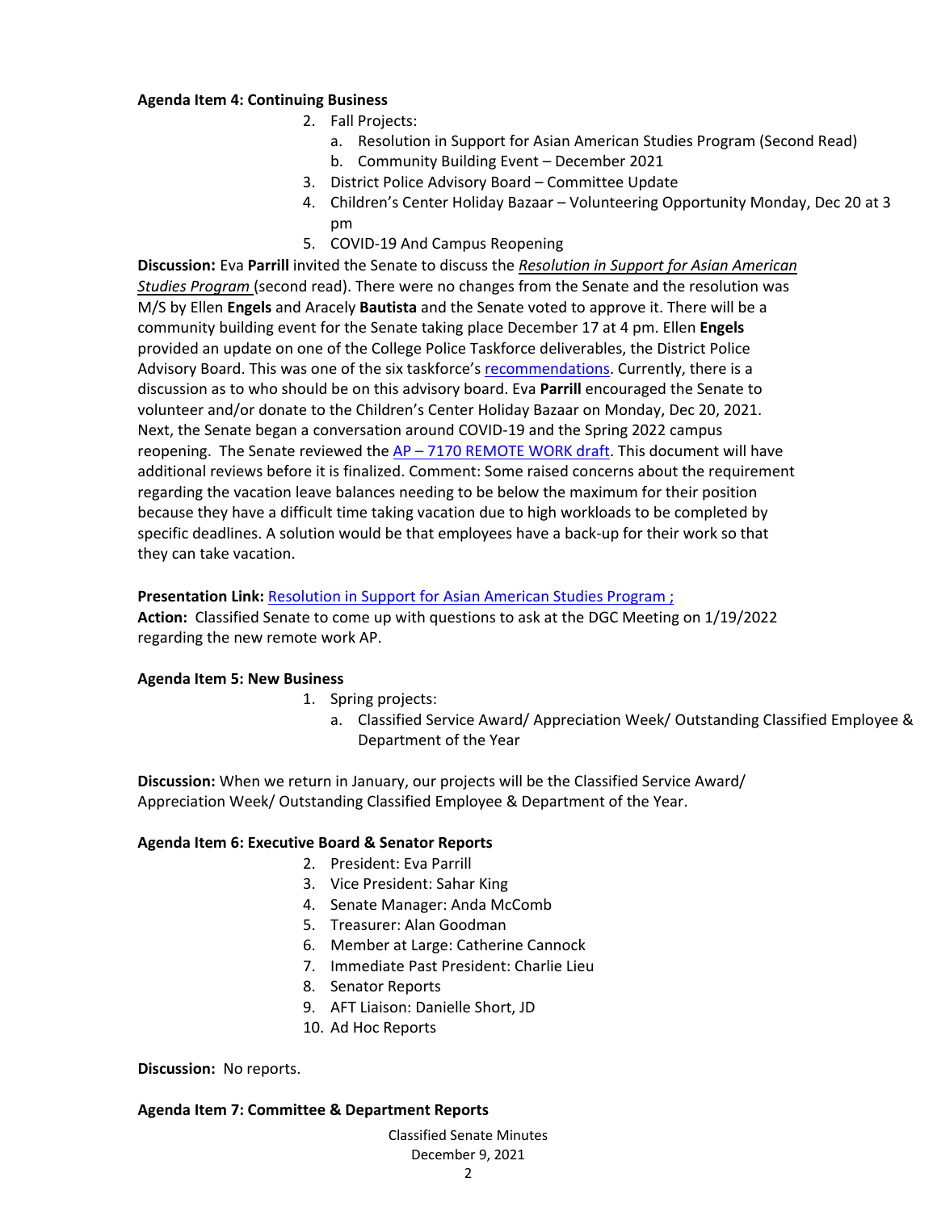**Agenda Item 4: Continuing Business**

2. Fall Projects:
    a. Resolution in Support for Asian American Studies Program (Second Read)
    b. Community Building Event – December 2021
3. District Police Advisory Board – Committee Update
4. Children's Center Holiday Bazaar – Volunteering Opportunity Monday, Dec 20 at 3 pm
5. COVID-19 And Campus Reopening

**Discussion:** Eva **Parrill** invited the Senate to discuss the ***Resolution in Support for Asian American Studies Program*** (second read). There were no changes from the Senate and the resolution was M/S by Ellen **Engels** and Aracely **Bautista** and the Senate voted to approve it. There will be a community building event for the Senate taking place December 17 at 4 pm. Ellen **Engels** provided an update on one of the College Police Taskforce deliverables, the District Police Advisory Board. This was one of the six taskforce's recommendations. Currently, there is a discussion as to who should be on this advisory board. Eva **Parrill** encouraged the Senate to volunteer and/or donate to the Children's Center Holiday Bazaar on Monday, Dec 20, 2021. Next, the Senate began a conversation around COVID-19 and the Spring 2022 campus reopening. The Senate reviewed the AP – 7170 REMOTE WORK draft. This document will have additional reviews before it is finalized. Comment: Some raised concerns about the requirement regarding the vacation leave balances needing to be below the maximum for their position because they have a difficult time taking vacation due to high workloads to be completed by specific deadlines. A solution would be that employees have a back-up for their work so that they can take vacation.

**Presentation Link:** Resolution in Support for Asian American Studies Program ;
**Action:** Classified Senate to come up with questions to ask at the DGC Meeting on 1/19/2022 regarding the new remote work AP.

**Agenda Item 5: New Business**

1. Spring projects:
    a. Classified Service Award/ Appreciation Week/ Outstanding Classified Employee & Department of the Year

**Discussion:** When we return in January, our projects will be the Classified Service Award/ Appreciation Week/ Outstanding Classified Employee & Department of the Year.

**Agenda Item 6: Executive Board & Senator Reports**

2. President: Eva Parrill
3. Vice President: Sahar King
4. Senate Manager: Anda McComb
5. Treasurer: Alan Goodman
6. Member at Large: Catherine Cannock
7. Immediate Past President: Charlie Lieu
8. Senator Reports
9. AFT Liaison: Danielle Short, JD
10. Ad Hoc Reports

**Discussion:** No reports.

**Agenda Item 7: Committee & Department Reports**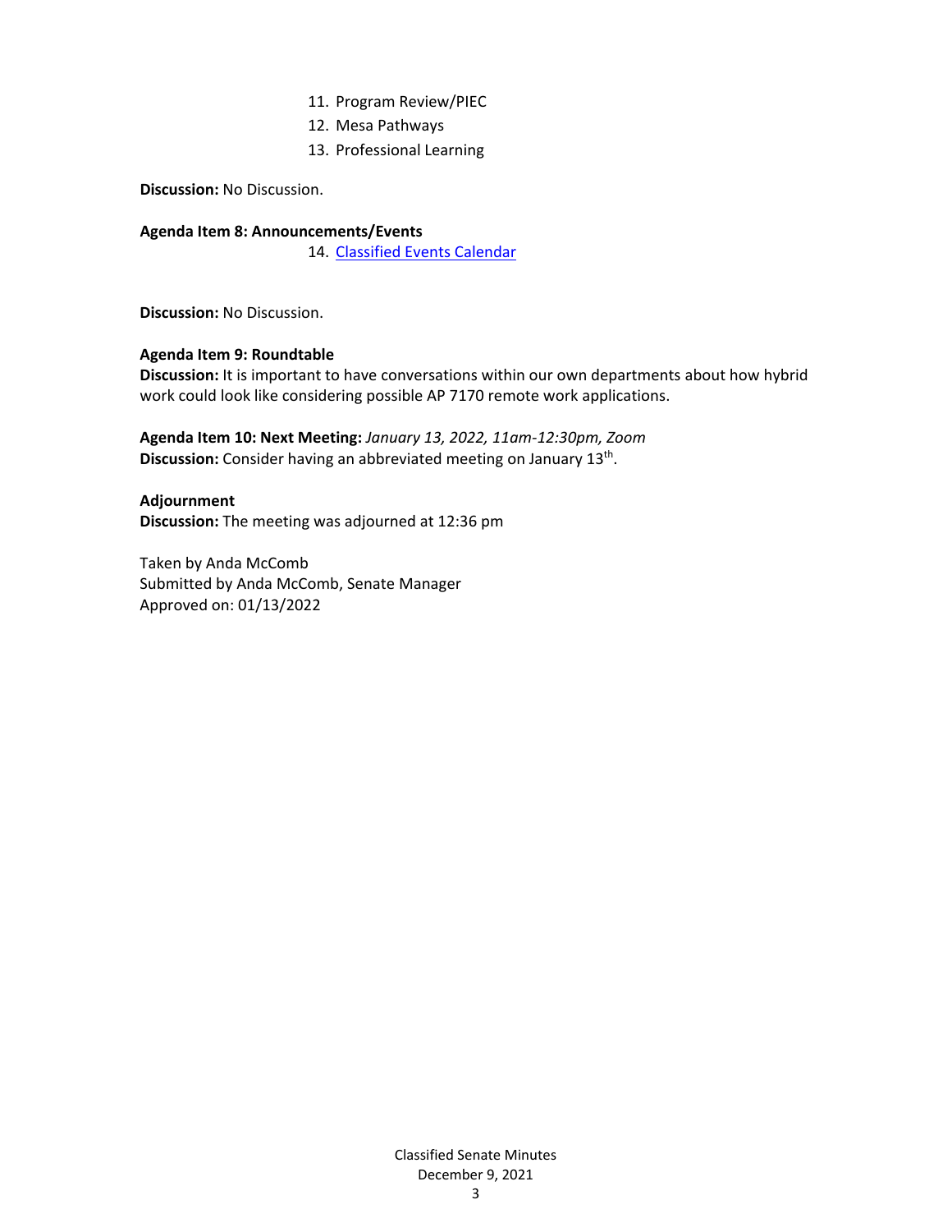11. Program Review/PIEC
12. Mesa Pathways
13. Professional Learning

**Discussion:** No Discussion.

**Agenda Item 8: Announcements/Events**

14. Classified Events Calendar

**Discussion:** No Discussion.

**Agenda Item 9: Roundtable**
**Discussion:** It is important to have conversations within our own departments about how hybrid work could look like considering possible AP 7170 remote work applications.

**Agenda Item 10: Next Meeting:** *January 13, 2022, 11am-12:30pm, Zoom*
**Discussion:** Consider having an abbreviated meeting on January 13th.

**Adjournment**
**Discussion:** The meeting was adjourned at 12:36 pm

Taken by Anda McComb
Submitted by Anda McComb, Senate Manager
Approved on: 01/13/2022